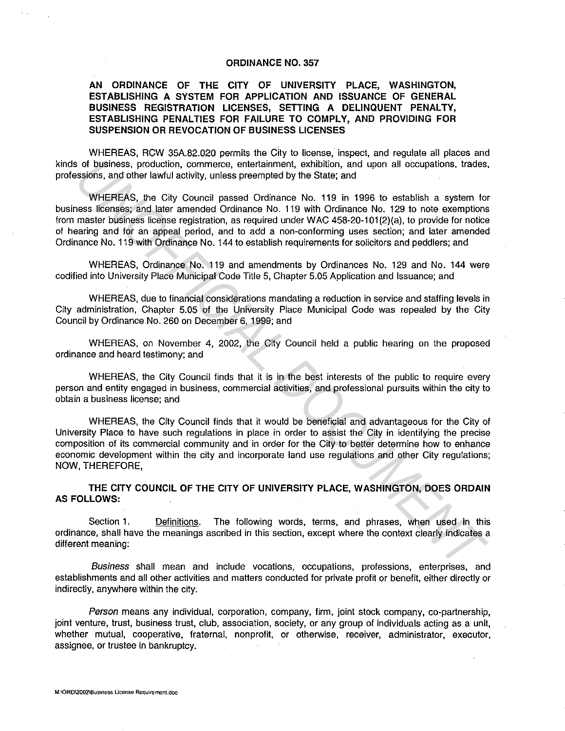# ORDINANCE NO. 357

## AN ORDINANCE OF THE CITY OF UNIVERSITY PLACE, WASHINGTON, ESTABLISHING A SYSTEM FOR APPLICATION AND ISSUANCE OF GENERAL BUSINESS REGISTRATION LICENSES, SETTING A DELINQUENT PENALTY, ESTABLISHING PENALTIES FOR FAILURE TO COMPLY, AND PROVIDING FOR SUSPENSION OR REVOCATION OF BUSINESS LICENSES

WHEREAS, RCW 35A.82.020 permits the City to license, inspect, and regulate all places and kinds of business, production, commerce, entertainment, exhibition, and upon all occupations, trades, professions, and other lawful activity, unless preempted by the State; and

WHEREAS, the City Council passed Ordinance No. 119 in 1996 to establish a system for business licenses; and later amended Ordinance No. 119 with Ordinance No. 129 to note exemptions from master business license registration, as required under WAC 458-20-101(2)(a), to provide for notice of hearing and for an appeal period, and to add a non-conforming uses section; and later amended Ordinance No. 119 with Ordinance No. 144 to establish requirements for solicitors and peddlers; and

WHEREAS, Ordinance No. 119 and amendments by Ordinances No. 129 and No. 144 were codified into University Place Municipal Code Title 5, Chapter 5.05 Application and Issuance; and

WHEREAS, due to financial considerations mandating a reduction in service and staffing levels in City administration, Chapter 5.05 of the University Place Municipal Code was repealed by the City Council by Ordinance No. 260 on December 6, 1999; and

WHEREAS, on November 4, 2002, the City Council held a public hearing on the proposed ordinance and heard testimony; and

WHEREAS, the City Council finds that it is in the best interests of the public to require every person and entity engaged in business, commercial activities, and professional pursuits within the city to obtain a business license; and

WHEREAS, the City Council finds that it would be beneficial and advantageous for the City of University Place to have such regulations in place in order to assist the City in identifying the precise composition of its commercial community and in order for the City to better determine how to enhance economic development within the city and incorporate land use regulations and other City regulations; NOW, THEREFORE,

**THE CITY COUNCIL OF THE CITY OF UNIVERSITY PLACE, WASHINGTON, DOES ORDAIN AS FOLLOWS:**

Section 1. Definitions. The following words, terms, and phrases, when used in this ordinance, shall have the meanings ascribed in this section, except where the context clearly indicates a different meaning:

*Business* shall mean and include vocations, occupations, professions, enterprises, and establishments and all other activities and matters conducted for private profit or benefit, either directly or indirectly, anywhere within the city.

*Person* means any individual, corporation, company, firm, joint stock company, co-partnership, joint venture, trust, business trust, club, association, society, or any group of individuals acting as a unit, whether mutual, cooperative, fraternal, nonprofit, or otherwise, receiver, administrator, executor, assignee, or trustee in bankruptcy.

M:\ORD\2002\Business License Requirement.doc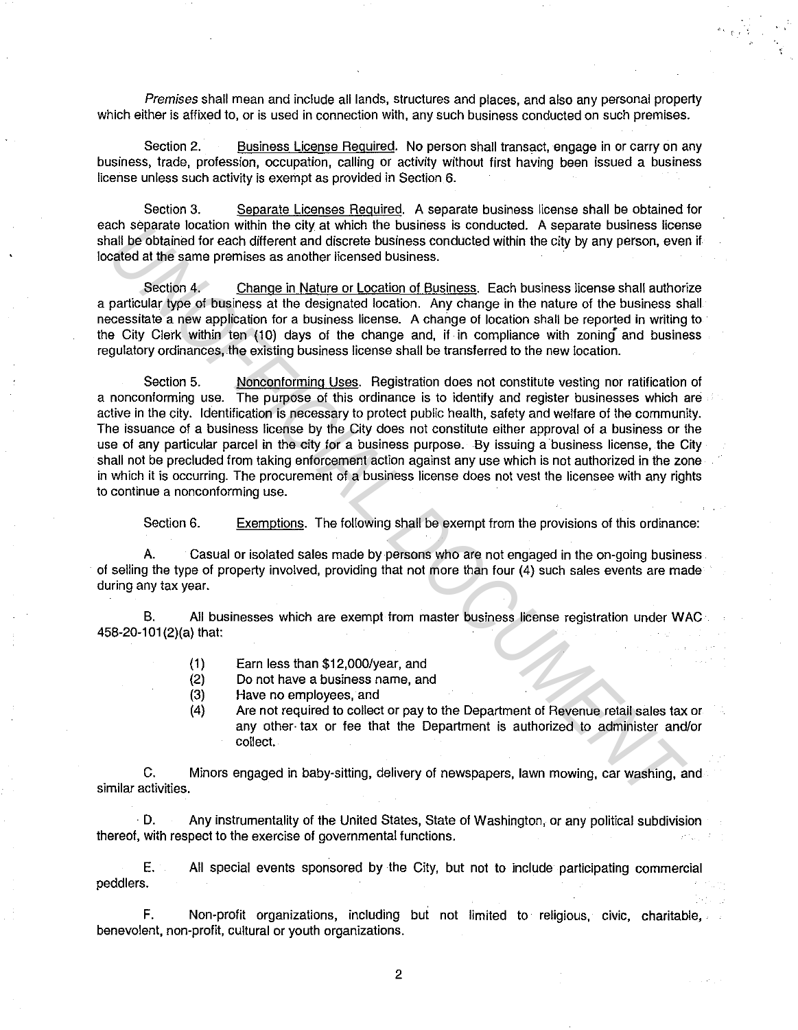*Premises* shall mean and include all lands, structures and places, and also any personal property which either is affixed to, or is used in connection with, any such business conducted on such premises.

Section 2. Business License Required. No person shall transact, engage in or carry on any business, trade, profession, occupation, calling or activity without first having been issued a business license unless such activity is exempt as provided in Section 6.

Section 3. Separate Licenses Required. A separate business license shall be obtained for each separate location within the city at which the business is conducted. A separate business license shall be obtained for each different and discrete business conducted within the city by any person, even if located at the same premises as another licensed business.

Section 4. Change in Nature or Location of Business. Each business license shall authorize a particular type of business at the designated location. Any change in the nature of the business shall necessitate a new application for a business license. A change of location shall be reported in writing to the City Clerk within ten (10) days of the change and, if in compliance with zoning and business regulatory ordinances, the existing business license shall be transferred to the new location.

Section 5. Nonconforming Uses. Registration does not constitute vesting nor ratification of a nonconforming use. The purpose of this ordinance is to identify and register businesses which are active in the city. Identification is necessary to protect public health, safety and welfare of the community. The issuance of a business license by the City does not constitute either approval of a business or the use of any particular parcel in the city for a business purpose. By issuing a business license, the City shall not be precluded from taking enforcement action against any use which is not authorized in the zone in which it is occurring. The procurement of a business license does not vest the licensee with any rights to continue a nonconforming use.

Section 6. Exemptions. The following shall be exempt from the provisions of this ordinance:

A. Casual or isolated sales made by persons who are not engaged in the on-going business of selling the type of property involved, providing that not more than four (4) such sales events are made during any tax year.

B. All businesses which are exempt from master business license registration under WAC 458-20-101(2)(a) that:

(1) Earn less than $12,000/year, and
(2) Do not have a business name, and
(3) Have no employees, and
(4) Are not required to collect or pay to the Department of Revenue retail sales tax or any other tax or fee that the Department is authorized to administer and/or collect.

C. Minors engaged in baby-sitting, delivery of newspapers, lawn mowing, car washing, and similar activities.

D. Any instrumentality of the United States, State of Washington, or any political subdivision thereof, with respect to the exercise of governmental functions.

E. All special events sponsored by the City, but not to include participating commercial peddlers.

F. Non-profit organizations, including but not limited to religious, civic, charitable, benevolent, non-profit, cultural or youth organizations.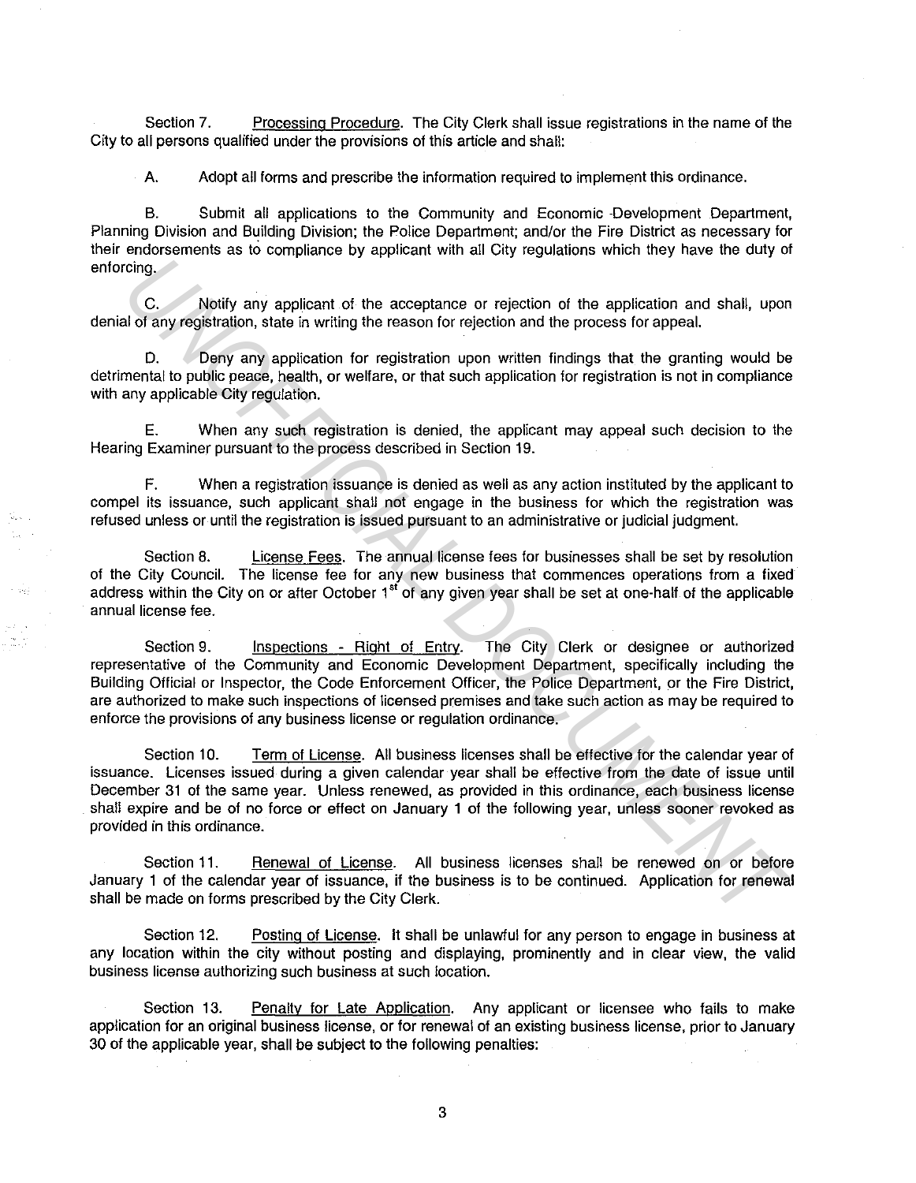Section 7. Processing Procedure. The City Clerk shall issue registrations in the name of the City to all persons qualified under the provisions of this article and shall:

A. Adopt all forms and prescribe the information required to implement this ordinance.

B. Submit all applications to the Community and Economic Development Department, Planning Division and Building Division; the Police Department; and/or the Fire District as necessary for their endorsements as to compliance by applicant with all City regulations which they have the duty of enforcing.

C. Notify any applicant of the acceptance or rejection of the application and shall, upon denial of any registration, state in writing the reason for rejection and the process for appeal.

D. Deny any application for registration upon written findings that the granting would be detrimental to public peace, health, or welfare, or that such application for registration is not in compliance with any applicable City regulation.

E. When any such registration is denied, the applicant may appeal such decision to the Hearing Examiner pursuant to the process described in Section 19.

F. When a registration issuance is denied as well as any action instituted by the applicant to compel its issuance, such applicant shall not engage in the business for which the registration was refused unless or until the registration is issued pursuant to an administrative or judicial judgment.

Section 8. License Fees. The annual license fees for businesses shall be set by resolution of the City Council. The license fee for any new business that commences operations from a fixed address within the City on or after October 1st of any given year shall be set at one-half of the applicable annual license fee.

Section 9. Inspections - Right of Entry. The City Clerk or designee or authorized representative of the Community and Economic Development Department, specifically including the Building Official or Inspector, the Code Enforcement Officer, the Police Department, or the Fire District, are authorized to make such inspections of licensed premises and take such action as may be required to enforce the provisions of any business license or regulation ordinance.

Section 10. Term of License. All business licenses shall be effective for the calendar year of issuance. Licenses issued during a given calendar year shall be effective from the date of issue until December 31 of the same year. Unless renewed, as provided in this ordinance, each business license shall expire and be of no force or effect on January 1 of the following year, unless sooner revoked as provided in this ordinance.

Section 11. Renewal of License. All business licenses shall be renewed on or before January 1 of the calendar year of issuance, if the business is to be continued. Application for renewal shall be made on forms prescribed by the City Clerk.

Section 12. Posting of License. It shall be unlawful for any person to engage in business at any location within the city without posting and displaying, prominently and in clear view, the valid business license authorizing such business at such location.

Section 13. Penalty for Late Application. Any applicant or licensee who fails to make application for an original business license, or for renewal of an existing business license, prior to January 30 of the applicable year, shall be subject to the following penalties: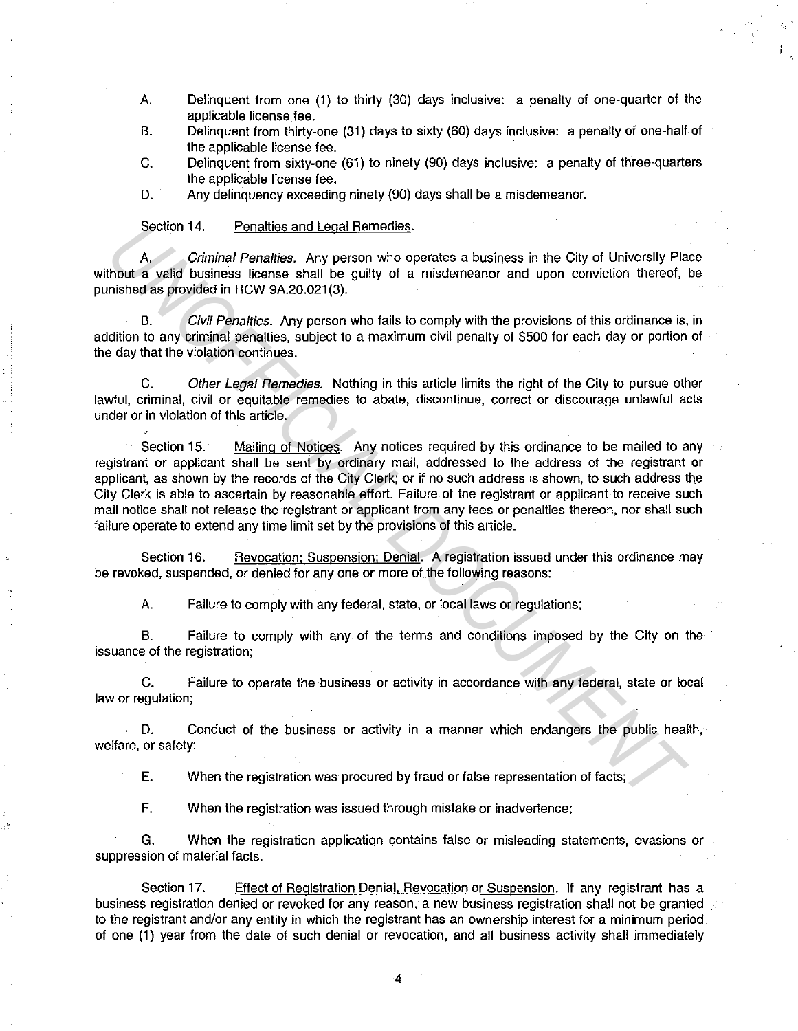A. Delinquent from one (1) to thirty (30) days inclusive: a penalty of one-quarter of the applicable license fee.

B. Delinquent from thirty-one (31) days to sixty (60) days inclusive: a penalty of one-half of the applicable license fee.

C. Delinquent from sixty-one (61) to ninety (90) days inclusive: a penalty of three-quarters the applicable license fee.

D. Any delinquency exceeding ninety (90) days shall be a misdemeanor.

Section 14. Penalties and Legal Remedies.

A. *Criminal Penalties.* Any person who operates a business in the City of University Place without a valid business license shall be guilty of a misdemeanor and upon conviction thereof, be punished as provided in RCW 9A.20.021(3).

B. *Civil Penalties.* Any person who fails to comply with the provisions of this ordinance is, in addition to any criminal penalties, subject to a maximum civil penalty of $500 for each day or portion of the day that the violation continues.

C. *Other Legal Remedies.* Nothing in this article limits the right of the City to pursue other lawful, criminal, civil or equitable remedies to abate, discontinue, correct or discourage unlawful acts under or in violation of this article.

Section 15. Mailing of Notices. Any notices required by this ordinance to be mailed to any registrant or applicant shall be sent by ordinary mail, addressed to the address of the registrant or applicant, as shown by the records of the City Clerk; or if no such address is shown, to such address the City Clerk is able to ascertain by reasonable effort. Failure of the registrant or applicant to receive such mail notice shall not release the registrant or applicant from any fees or penalties thereon, nor shall such failure operate to extend any time limit set by the provisions of this article.

Section 16. Revocation; Suspension; Denial. A registration issued under this ordinance may be revoked, suspended, or denied for any one or more of the following reasons:

A. Failure to comply with any federal, state, or local laws or regulations;

B. Failure to comply with any of the terms and conditions imposed by the City on the issuance of the registration;

C. Failure to operate the business or activity in accordance with any federal, state or local law or regulation;

D. Conduct of the business or activity in a manner which endangers the public health, welfare, or safety;

E. When the registration was procured by fraud or false representation of facts;

F. When the registration was issued through mistake or inadvertence;

G. When the registration application contains false or misleading statements, evasions or suppression of material facts.

Section 17. Effect of Registration Denial, Revocation or Suspension. If any registrant has a business registration denied or revoked for any reason, a new business registration shall not be granted to the registrant and/or any entity in which the registrant has an ownership interest for a minimum period of one (1) year from the date of such denial or revocation, and all business activity shall immediately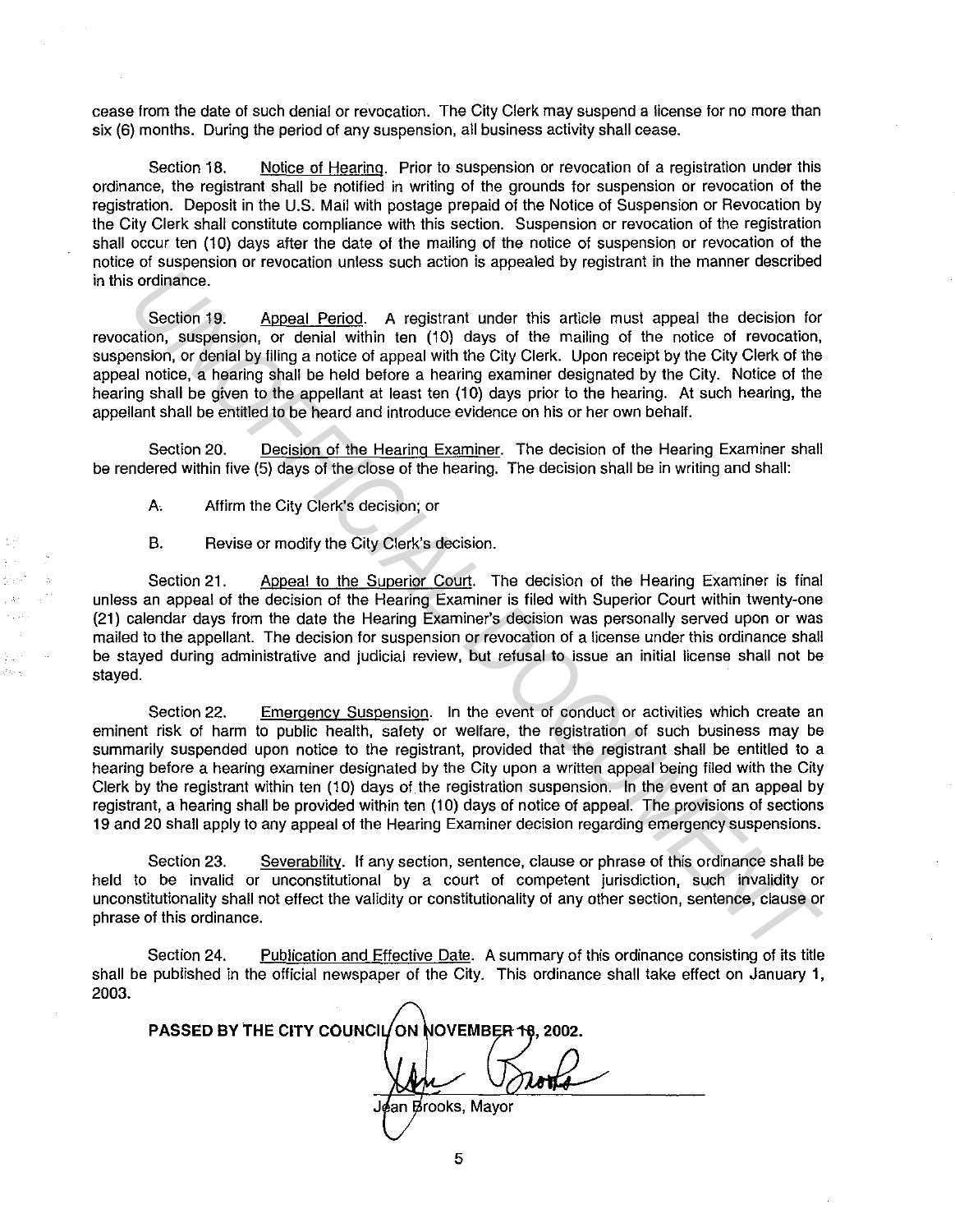cease from the date of such denial or revocation. The City Clerk may suspend a license for no more than six (6) months. During the period of any suspension, all business activity shall cease.

Section 18. Notice of Hearing. Prior to suspension or revocation of a registration under this ordinance, the registrant shall be notified in writing of the grounds for suspension or revocation of the registration. Deposit in the U.S. Mail with postage prepaid of the Notice of Suspension or Revocation by the City Clerk shall constitute compliance with this section. Suspension or revocation of the registration shall occur ten (10) days after the date of the mailing of the notice of suspension or revocation of the notice of suspension or revocation unless such action is appealed by registrant in the manner described in this ordinance.

Section 19. Appeal Period. A registrant under this article must appeal the decision for revocation, suspension, or denial within ten (10) days of the mailing of the notice of revocation, suspension, or denial by filing a notice of appeal with the City Clerk. Upon receipt by the City Clerk of the appeal notice, a hearing shall be held before a hearing examiner designated by the City. Notice of the hearing shall be given to the appellant at least ten (10) days prior to the hearing. At such hearing, the appellant shall be entitled to be heard and introduce evidence on his or her own behalf.

Section 20. Decision of the Hearing Examiner. The decision of the Hearing Examiner shall be rendered within five (5) days of the close of the hearing. The decision shall be in writing and shall:

A. Affirm the City Clerk's decision; or

B. Revise or modify the City Clerk's decision.

Section 21. Appeal to the Superior Court. The decision of the Hearing Examiner is final unless an appeal of the decision of the Hearing Examiner is filed with Superior Court within twenty-one (21) calendar days from the date the Hearing Examiner's decision was personally served upon or was mailed to the appellant. The decision for suspension or revocation of a license under this ordinance shall be stayed during administrative and judicial review, but refusal to issue an initial license shall not be stayed.

Section 22. Emergency Suspension. In the event of conduct or activities which create an eminent risk of harm to public health, safety or welfare, the registration of such business may be summarily suspended upon notice to the registrant, provided that the registrant shall be entitled to a hearing before a hearing examiner designated by the City upon a written appeal being filed with the City Clerk by the registrant within ten (10) days of the registration suspension. In the event of an appeal by registrant, a hearing shall be provided within ten (10) days of notice of appeal. The provisions of sections 19 and 20 shall apply to any appeal of the Hearing Examiner decision regarding emergency suspensions.

Section 23. Severability. If any section, sentence, clause or phrase of this ordinance shall be held to be invalid or unconstitutional by a court of competent jurisdiction, such invalidity or unconstitutionality shall not effect the validity or constitutionality of any other section, sentence, clause or phrase of this ordinance.

Section 24. Publication and Effective Date. A summary of this ordinance consisting of its title shall be published in the official newspaper of the City. This ordinance shall take effect on January 1, 2003.

**PASSED BY THE CITY COUNCIL ON NOVEMBER 18, 2002.**

Jean Brooks, Mayor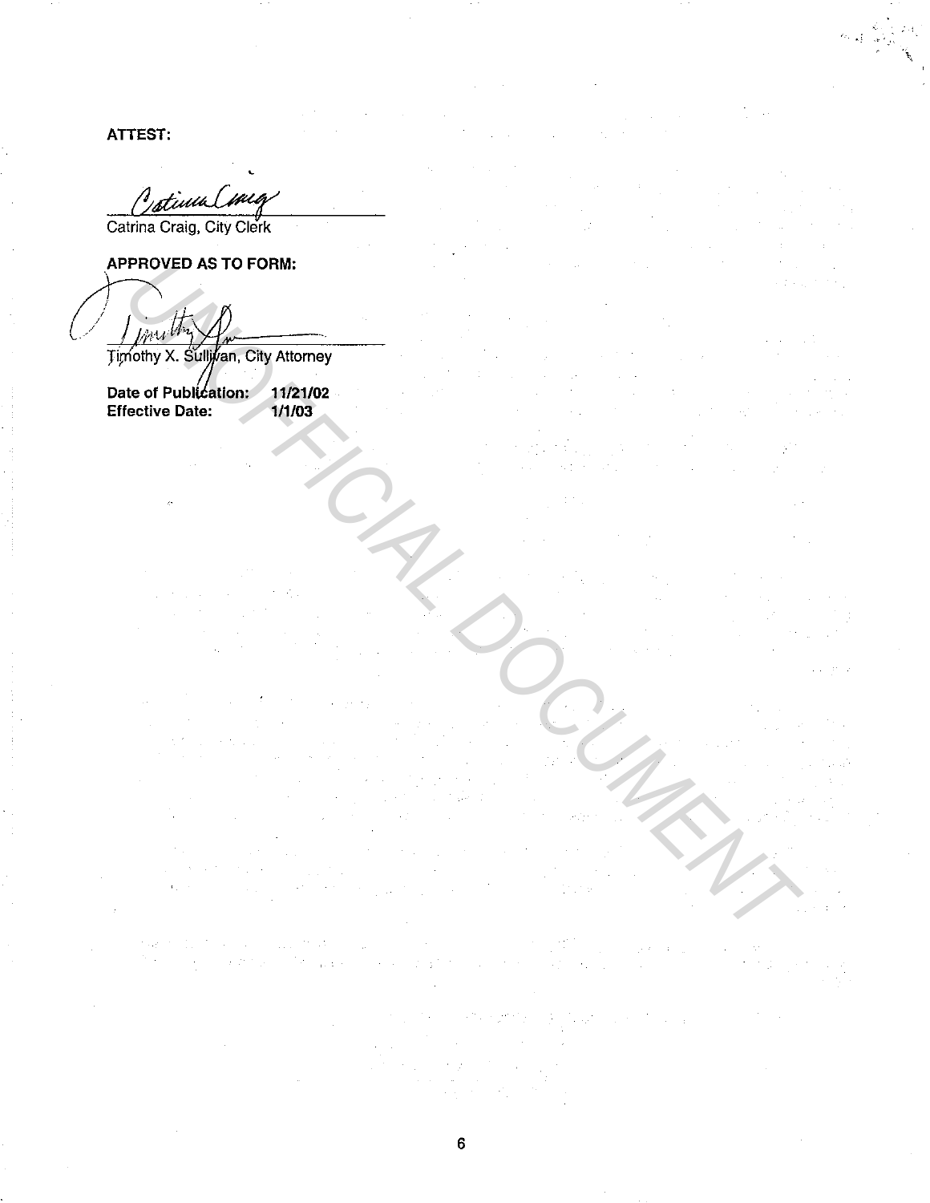**ATTEST:**

Catrina Craig, City Clerk

**APPROVED AS TO FORM:**

Timothy X. Sullivan, City Attorney

**Date of Publication:** 11/21/02
**Effective Date:** 1/1/03